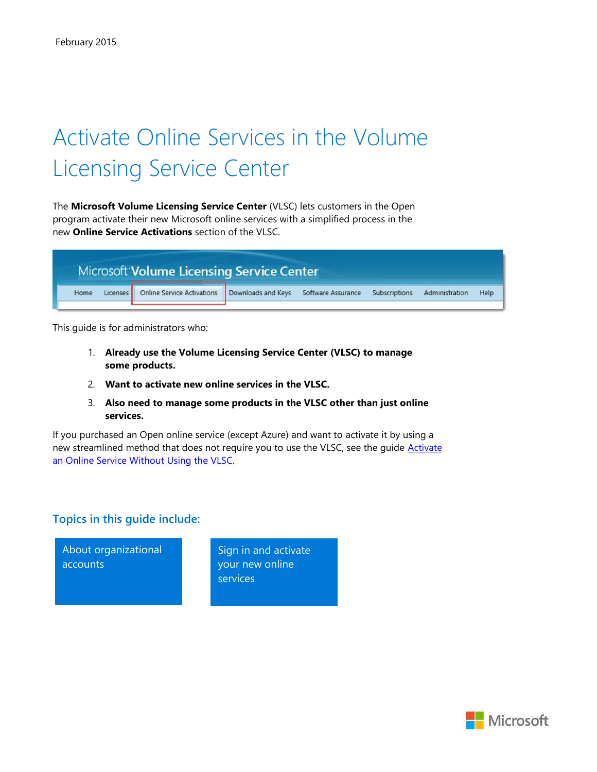February 2015

# Activate Online Services in the Volume Licensing Service Center

The **Microsoft Volume Licensing Service Center** (VLSC) lets customers in the Open program activate their new Microsoft online services with a simplified process in the new **Online Service Activations** section of the VLSC.

This guide is for administrators who:

1. **Already use the Volume Licensing Service Center (VLSC) to manage some products.**
2. **Want to activate new online services in the VLSC.**
3. **Also need to manage some products in the VLSC other than just online services.**

If you purchased an Open online service (except Azure) and want to activate it by using a new streamlined method that does not require you to use the VLSC, see the guide Activate an Online Service Without Using the VLSC.

## Topics in this guide include:

- About organizational accounts
- Sign in and activate your new online services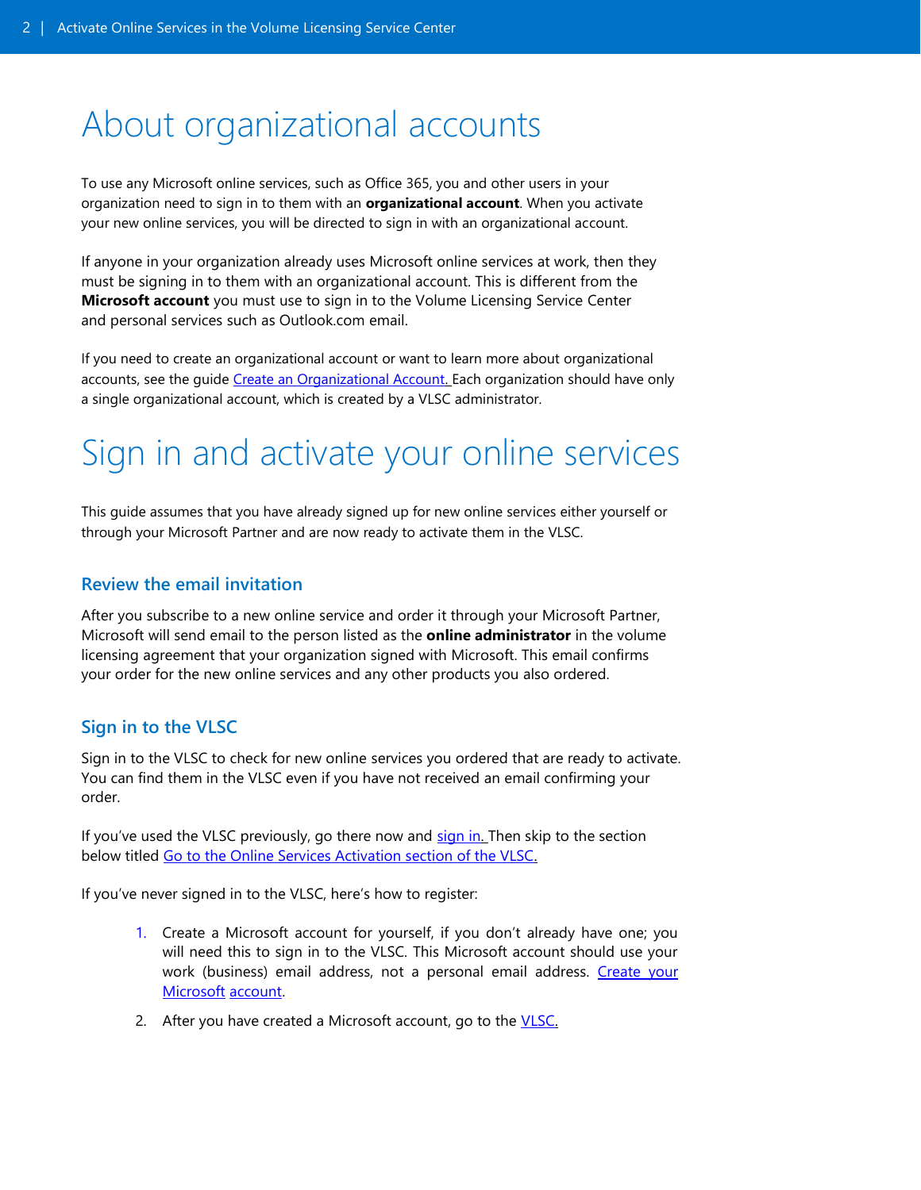# About organizational accounts

To use any Microsoft online services, such as Office 365, you and other users in your organization need to sign in to them with an **organizational account**. When you activate your new online services, you will be directed to sign in with an organizational account.

If anyone in your organization already uses Microsoft online services at work, then they must be signing in to them with an organizational account. This is different from the **Microsoft account** you must use to sign in to the Volume Licensing Service Center and personal services such as Outlook.com email.

If you need to create an organizational account or want to learn more about organizational accounts, see the guide Create an Organizational Account. Each organization should have only a single organizational account, which is created by a VLSC administrator.

# Sign in and activate your online services

This guide assumes that you have already signed up for new online services either yourself or through your Microsoft Partner and are now ready to activate them in the VLSC.

## Review the email invitation

After you subscribe to a new online service and order it through your Microsoft Partner, Microsoft will send email to the person listed as the **online administrator** in the volume licensing agreement that your organization signed with Microsoft. This email confirms your order for the new online services and any other products you also ordered.

## Sign in to the VLSC

Sign in to the VLSC to check for new online services you ordered that are ready to activate. You can find them in the VLSC even if you have not received an email confirming your order.

If you've used the VLSC previously, go there now and sign in. Then skip to the section below titled Go to the Online Services Activation section of the VLSC.

If you've never signed in to the VLSC, here's how to register:

1. Create a Microsoft account for yourself, if you don't already have one; you will need this to sign in to the VLSC. This Microsoft account should use your work (business) email address, not a personal email address. Create your Microsoft account.
2. After you have created a Microsoft account, go to the VLSC.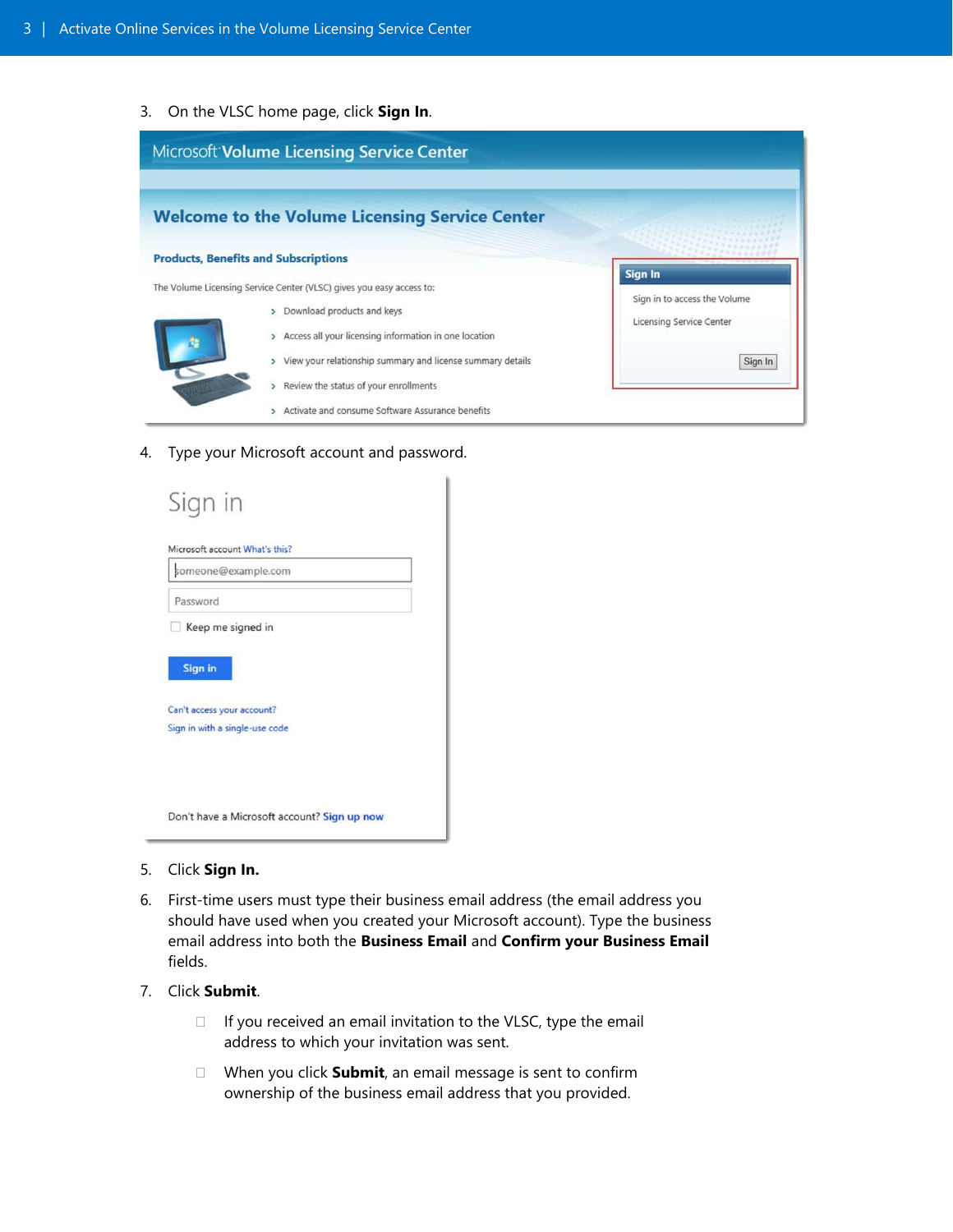3. On the VLSC home page, click **Sign In**.

4. Type your Microsoft account and password.

5. Click **Sign In.**

6. First-time users must type their business email address (the email address you should have used when you created your Microsoft account). Type the business email address into both the **Business Email** and **Confirm your Business Email** fields.

7. Click **Submit**.

   - If you received an email invitation to the VLSC, type the email address to which your invitation was sent.
   - When you click **Submit**, an email message is sent to confirm ownership of the business email address that you provided.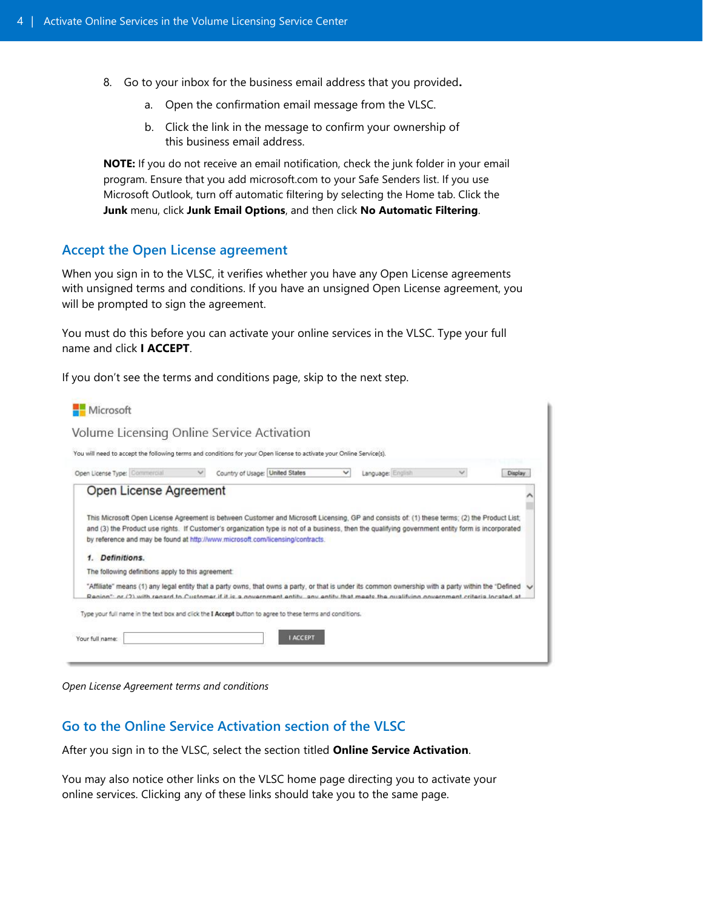8. Go to your inbox for the business email address that you provided.
    a. Open the confirmation email message from the VLSC.
    b. Click the link in the message to confirm your ownership of this business email address.

**NOTE:** If you do not receive an email notification, check the junk folder in your email program. Ensure that you add microsoft.com to your Safe Senders list. If you use Microsoft Outlook, turn off automatic filtering by selecting the Home tab. Click the **Junk** menu, click **Junk Email Options**, and then click **No Automatic Filtering**.

## Accept the Open License agreement

When you sign in to the VLSC, it verifies whether you have any Open License agreements with unsigned terms and conditions. If you have an unsigned Open License agreement, you will be prompted to sign the agreement.

You must do this before you can activate your online services in the VLSC. Type your full name and click **I ACCEPT**.

If you don't see the terms and conditions page, skip to the next step.

*Open License Agreement terms and conditions*

## Go to the Online Service Activation section of the VLSC

After you sign in to the VLSC, select the section titled **Online Service Activation**.

You may also notice other links on the VLSC home page directing you to activate your online services. Clicking any of these links should take you to the same page.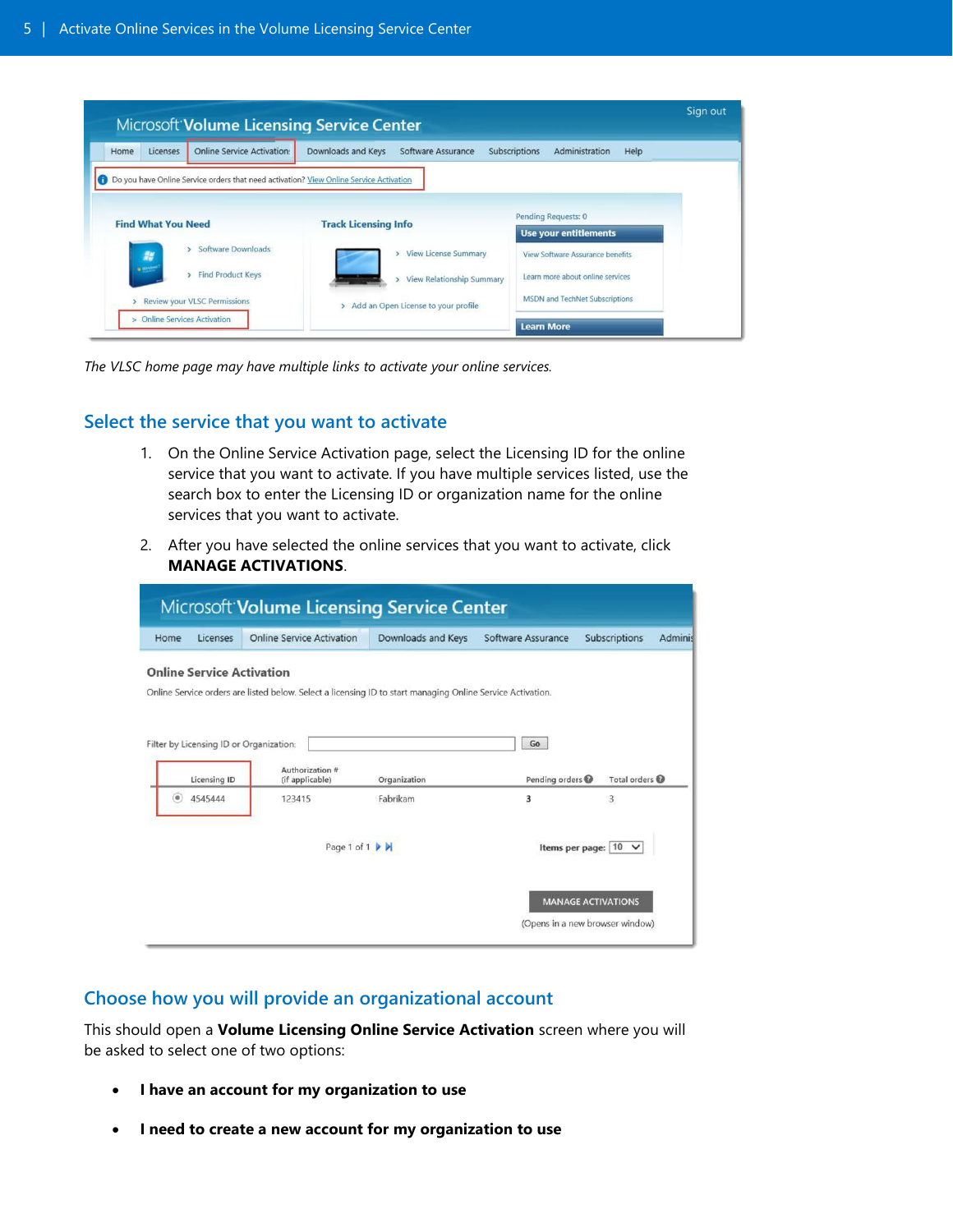*The VLSC home page may have multiple links to activate your online services.*

## Select the service that you want to activate

1. On the Online Service Activation page, select the Licensing ID for the online service that you want to activate. If you have multiple services listed, use the search box to enter the Licensing ID or organization name for the online services that you want to activate.
2. After you have selected the online services that you want to activate, click **MANAGE ACTIVATIONS**.

## Choose how you will provide an organizational account

This should open a **Volume Licensing Online Service Activation** screen where you will be asked to select one of two options:

- **I have an account for my organization to use**
- **I need to create a new account for my organization to use**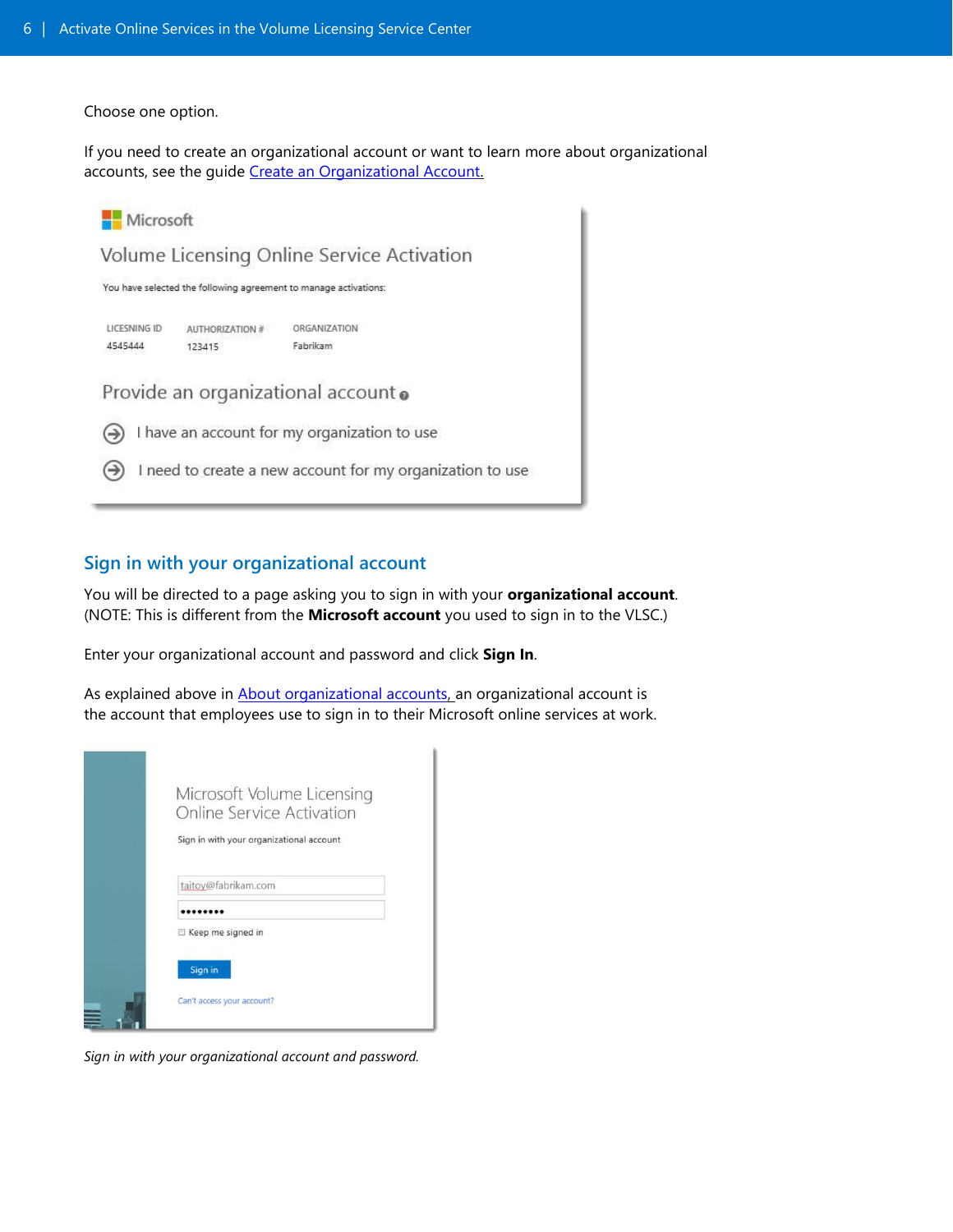Choose one option.

If you need to create an organizational account or want to learn more about organizational accounts, see the guide [Create an Organizational Account.](#)

Microsoft

Volume Licensing Online Service Activation

You have selected the following agreement to manage activations:

| LICESNING ID | AUTHORIZATION # | ORGANIZATION |
| --- | --- | --- |
| 4545444 | 123415 | Fabrikam |

Provide an organizational account

I have an account for my organization to use

I need to create a new account for my organization to use

## Sign in with your organizational account

You will be directed to a page asking you to sign in with your **organizational account**. (NOTE: This is different from the **Microsoft account** you used to sign in to the VLSC.)

Enter your organizational account and password and click **Sign In**.

As explained above in [About organizational accounts,](#) an organizational account is the account that employees use to sign in to their Microsoft online services at work.

Microsoft Volume Licensing Online Service Activation

Sign in with your organizational account

taitoy@fabrikam.com

••••••••

Keep me signed in

Sign in

Can't access your account?

*Sign in with your organizational account and password.*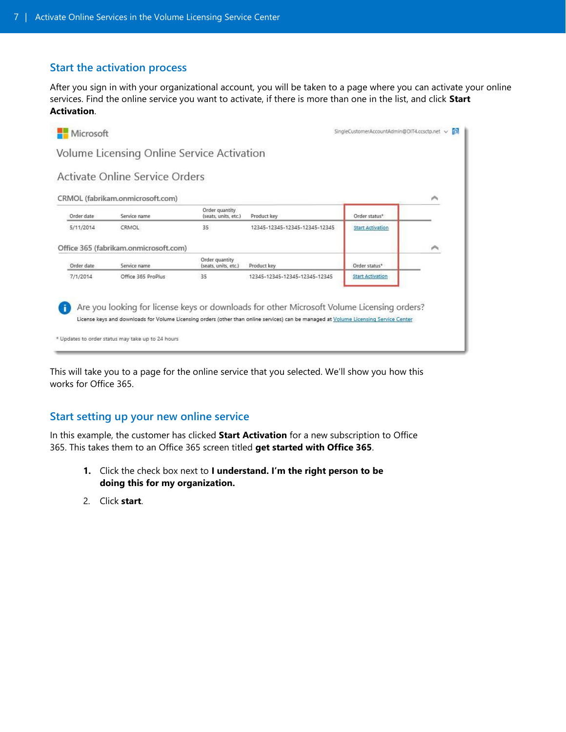## Start the activation process

After you sign in with your organizational account, you will be taken to a page where you can activate your online services. Find the online service you want to activate, if there is more than one in the list, and click **Start Activation**.

Microsoft

SingleCustomerAccountAdmin@DIT4.ccsctp.net

Volume Licensing Online Service Activation

Activate Online Service Orders

CRMOL (fabrikam.onmicrosoft.com)

| Order date | Service name | Order quantity (seats, units, etc.) | Product key | Order status* |
|---|---|---|---|---|
| 5/11/2014 | CRMOL | 35 | 12345-12345-12345-12345-12345 | Start Activation |

Office 365 (fabrikam.onmicrosoft.com)

| Order date | Service name | Order quantity (seats, units, etc.) | Product key | Order status* |
|---|---|---|---|---|
| 7/1/2014 | Office 365 ProPlus | 35 | 12345-12345-12345-12345-12345 | Start Activation |

Are you looking for license keys or downloads for other Microsoft Volume Licensing orders?

License keys and downloads for Volume Licensing orders (other than online services) can be managed at Volume Licensing Service Center

* Updates to order status may take up to 24 hours

This will take you to a page for the online service that you selected. We'll show you how this works for Office 365.

## Start setting up your new online service

In this example, the customer has clicked **Start Activation** for a new subscription to Office 365. This takes them to an Office 365 screen titled **get started with Office 365**.

1. Click the check box next to **I understand. I'm the right person to be doing this for my organization.**
2. Click **start**.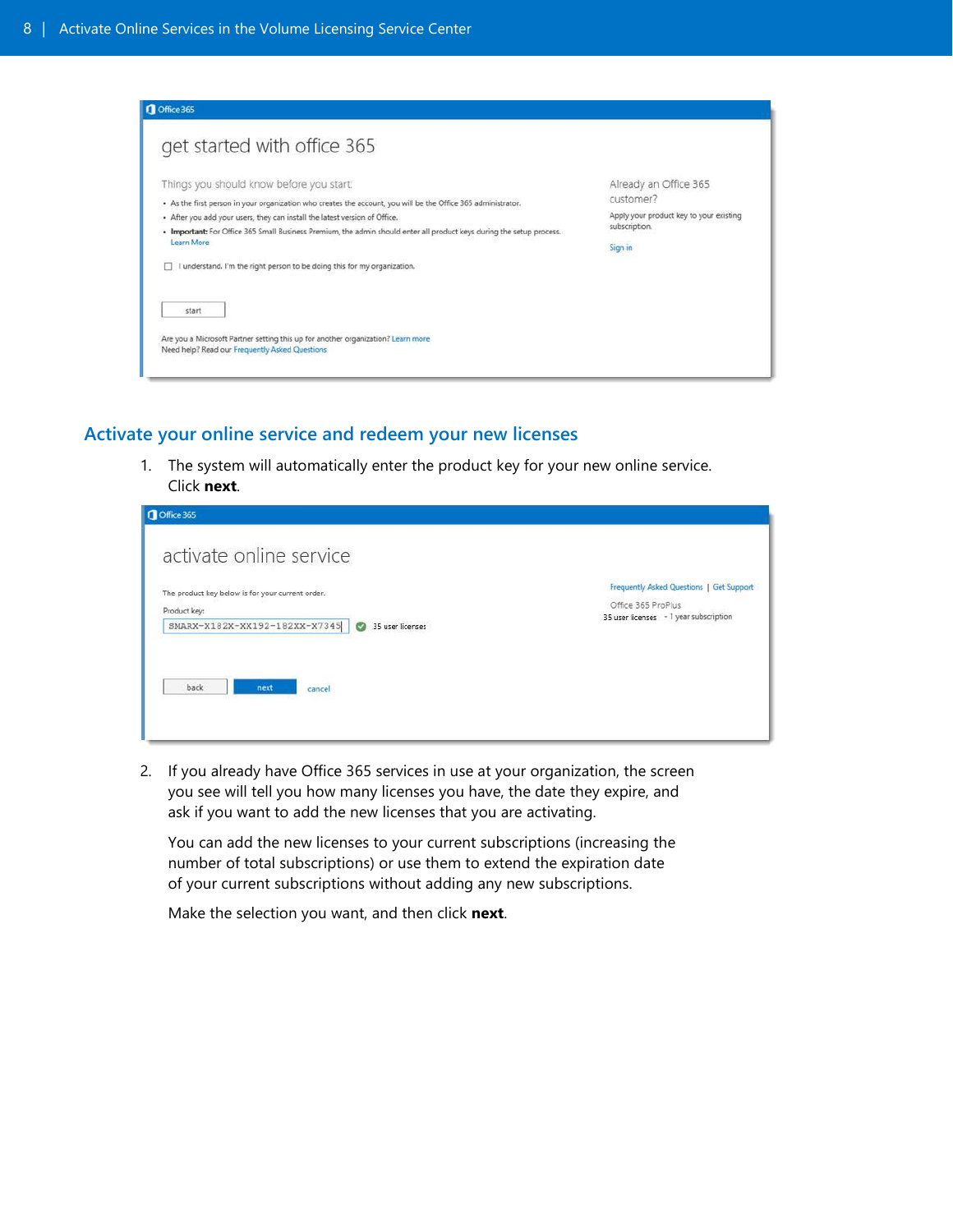## Activate your online service and redeem your new licenses

1. The system will automatically enter the product key for your new online service. Click **next**.

2. If you already have Office 365 services in use at your organization, the screen you see will tell you how many licenses you have, the date they expire, and ask if you want to add the new licenses that you are activating.

   You can add the new licenses to your current subscriptions (increasing the number of total subscriptions) or use them to extend the expiration date of your current subscriptions without adding any new subscriptions.

   Make the selection you want, and then click **next**.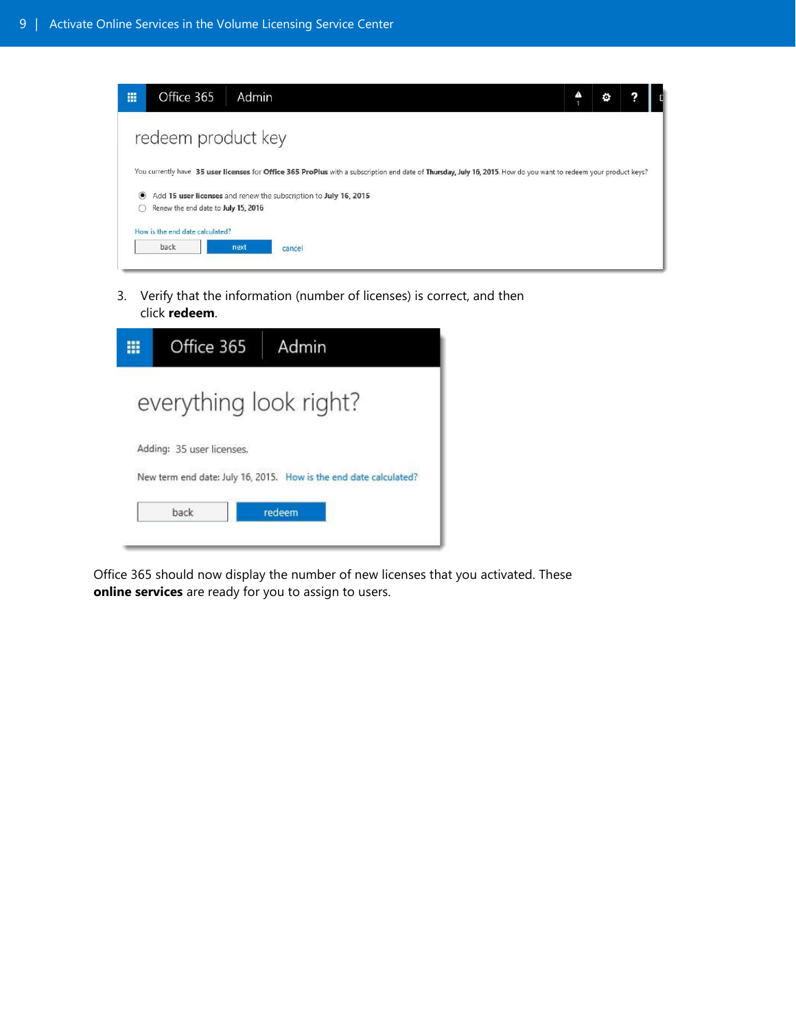**Office 365 Admin**

## redeem product key

You currently have **35 user licenses** for **Office 365 ProPlus** with a subscription end date of **Thursday, July 16, 2015**. How do you want to redeem your product keys?

- (selected) Add **15 user licenses** and renew the subscription to **July 16, 2015**
- Renew the end date to **July 15, 2016**

How is the end date calculated?

back | next | cancel

3. Verify that the information (number of licenses) is correct, and then click **redeem**.

**Office 365 Admin**

## everything look right?

Adding: 35 user licenses.

New term end date: July 16, 2015. How is the end date calculated?

back | redeem

Office 365 should now display the number of new licenses that you activated. These **online services** are ready for you to assign to users.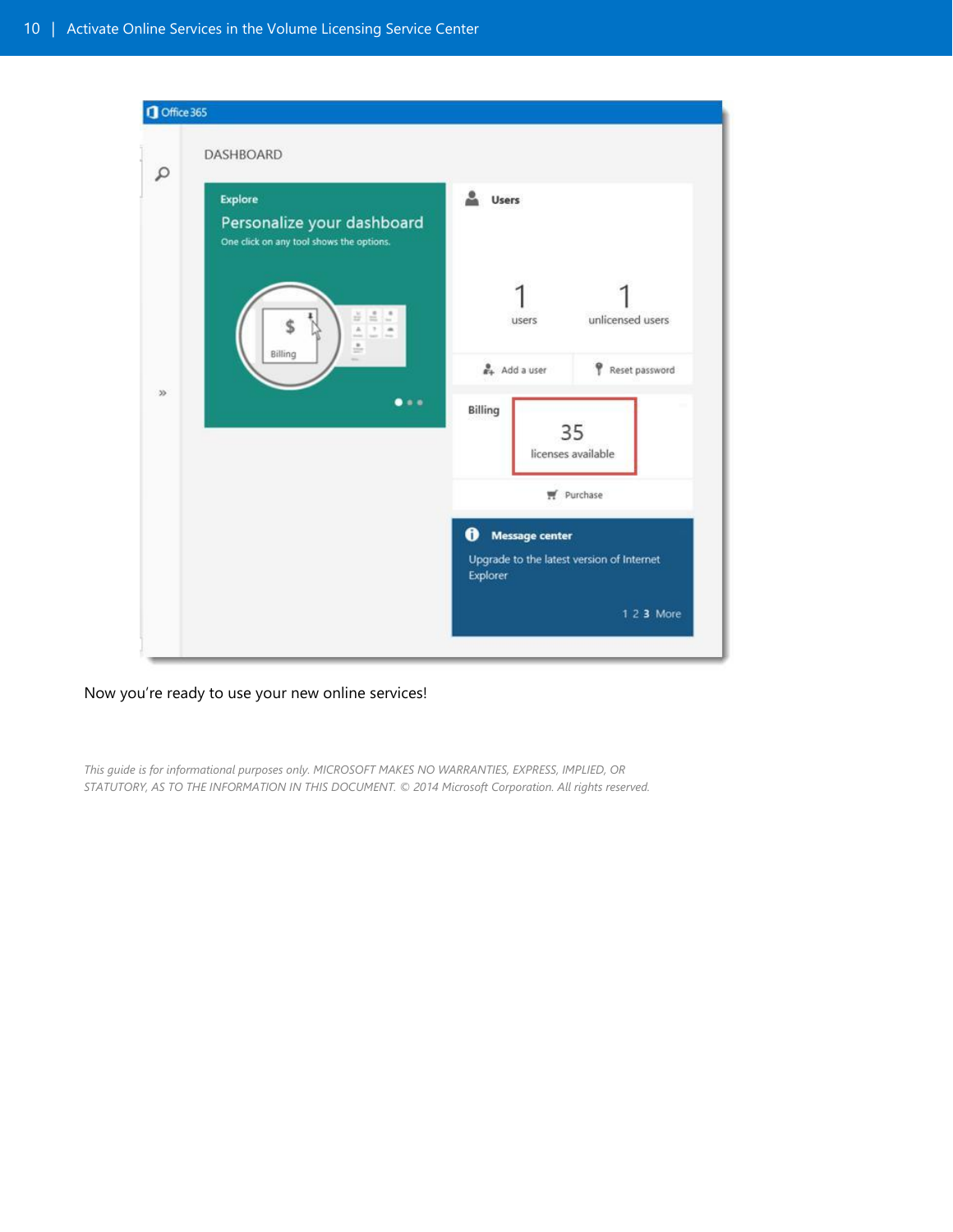Now you're ready to use your new online services!

*This guide is for informational purposes only. MICROSOFT MAKES NO WARRANTIES, EXPRESS, IMPLIED, OR STATUTORY, AS TO THE INFORMATION IN THIS DOCUMENT. © 2014 Microsoft Corporation. All rights reserved.*